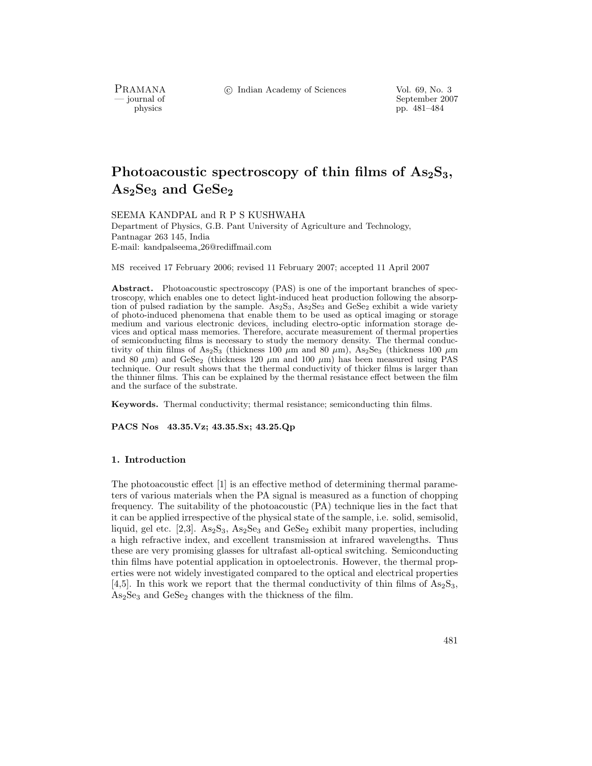# Photoacoustic spectroscopy of thin films of $As_2S_3$, $As_2Se_3$ and $GeSe_2$

SEEMA KANDPAL and R P S KUSHWAHA

Department of Physics, G.B. Pant University of Agriculture and Technology, Pantnagar 263 145, India

E-mail: kandpalseema_26@rediffmail.com

MS received 17 February 2006; revised 11 February 2007; accepted 11 April 2007

**Abstract.** Photoacoustic spectroscopy (PAS) is one of the important branches of spectroscopy, which enables one to detect light-induced heat production following the absorption of pulsed radiation by the sample. $As_2S_3$, $As_2Se_3$ and $GeSe_2$ exhibit a wide variety of photo-induced phenomena that enable them to be used as optical imaging or storage medium and various electronic devices, including electro-optic information storage devices and optical mass memories. Therefore, accurate measurement of thermal properties of semiconducting films is necessary to study the memory density. The thermal conductivity of thin films of $As_2S_3$ (thickness 100 $\mu$m and 80 $\mu$m), $As_2Se_3$ (thickness 100 $\mu$m and 80 $\mu$m) and $GeSe_2$ (thickness 120 $\mu$m and 100 $\mu$m) has been measured using PAS technique. Our result shows that the thermal conductivity of thicker films is larger than the thinner films. This can be explained by the thermal resistance effect between the film and the surface of the substrate.

**Keywords.** Thermal conductivity; thermal resistance; semiconducting thin films.

**PACS Nos 43.35.Vz; 43.35.Sx; 43.25.Qp**

## 1. Introduction

The photoacoustic effect [1] is an effective method of determining thermal parameters of various materials when the PA signal is measured as a function of chopping frequency. The suitability of the photoacoustic (PA) technique lies in the fact that it can be applied irrespective of the physical state of the sample, i.e. solid, semisolid, liquid, gel etc. [2,3]. $As_2S_3$, $As_2Se_3$ and $GeSe_2$ exhibit many properties, including a high refractive index, and excellent transmission at infrared wavelengths. Thus these are very promising glasses for ultrafast all-optical switching. Semiconducting thin films have potential application in optoelectronis. However, the thermal properties were not widely investigated compared to the optical and electrical properties [4,5]. In this work we report that the thermal conductivity of thin films of $As_2S_3$, $As_2Se_3$ and $GeSe_2$ changes with the thickness of the film.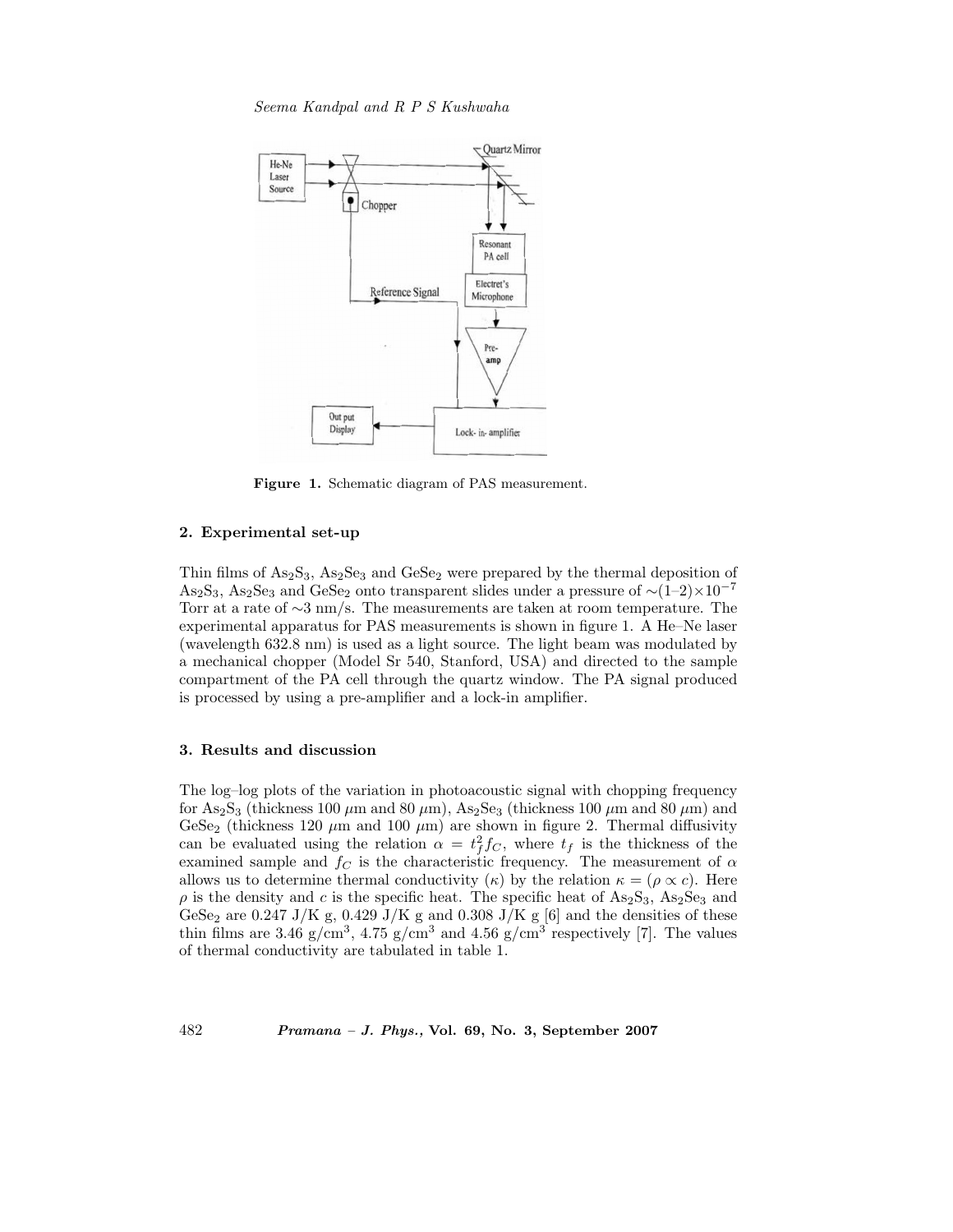Figure 1. Schematic diagram of PAS measurement.

## 2. Experimental set-up

Thin films of $As_2S_3$, $As_2Se_3$ and $GeSe_2$ were prepared by the thermal deposition of $As_2S_3$, $As_2Se_3$ and $GeSe_2$ onto transparent slides under a pressure of $\sim(1–2)\times10^{-7}$ Torr at a rate of $\sim$3 nm/s. The measurements are taken at room temperature. The experimental apparatus for PAS measurements is shown in figure 1. A He–Ne laser (wavelength 632.8 nm) is used as a light source. The light beam was modulated by a mechanical chopper (Model Sr 540, Stanford, USA) and directed to the sample compartment of the PA cell through the quartz window. The PA signal produced is processed by using a pre-amplifier and a lock-in amplifier.

## 3. Results and discussion

The log–log plots of the variation in photoacoustic signal with chopping frequency for $As_2S_3$ (thickness 100 $\mu$m and 80 $\mu$m), $As_2Se_3$ (thickness 100 $\mu$m and 80 $\mu$m) and $GeSe_2$ (thickness 120 $\mu$m and 100 $\mu$m) are shown in figure 2. Thermal diffusivity can be evaluated using the relation $\alpha = t_f^2 f_C$, where $t_f$ is the thickness of the examined sample and $f_C$ is the characteristic frequency. The measurement of $\alpha$ allows us to determine thermal conductivity ($\kappa$) by the relation $\kappa = (\rho \propto c)$. Here $\rho$ is the density and $c$ is the specific heat. The specific heat of $As_2S_3$, $As_2Se_3$ and $GeSe_2$ are 0.247 J/K g, 0.429 J/K g and 0.308 J/K g [6] and the densities of these thin films are 3.46 g/cm$^3$, 4.75 g/cm$^3$ and 4.56 g/cm$^3$ respectively [7]. The values of thermal conductivity are tabulated in table 1.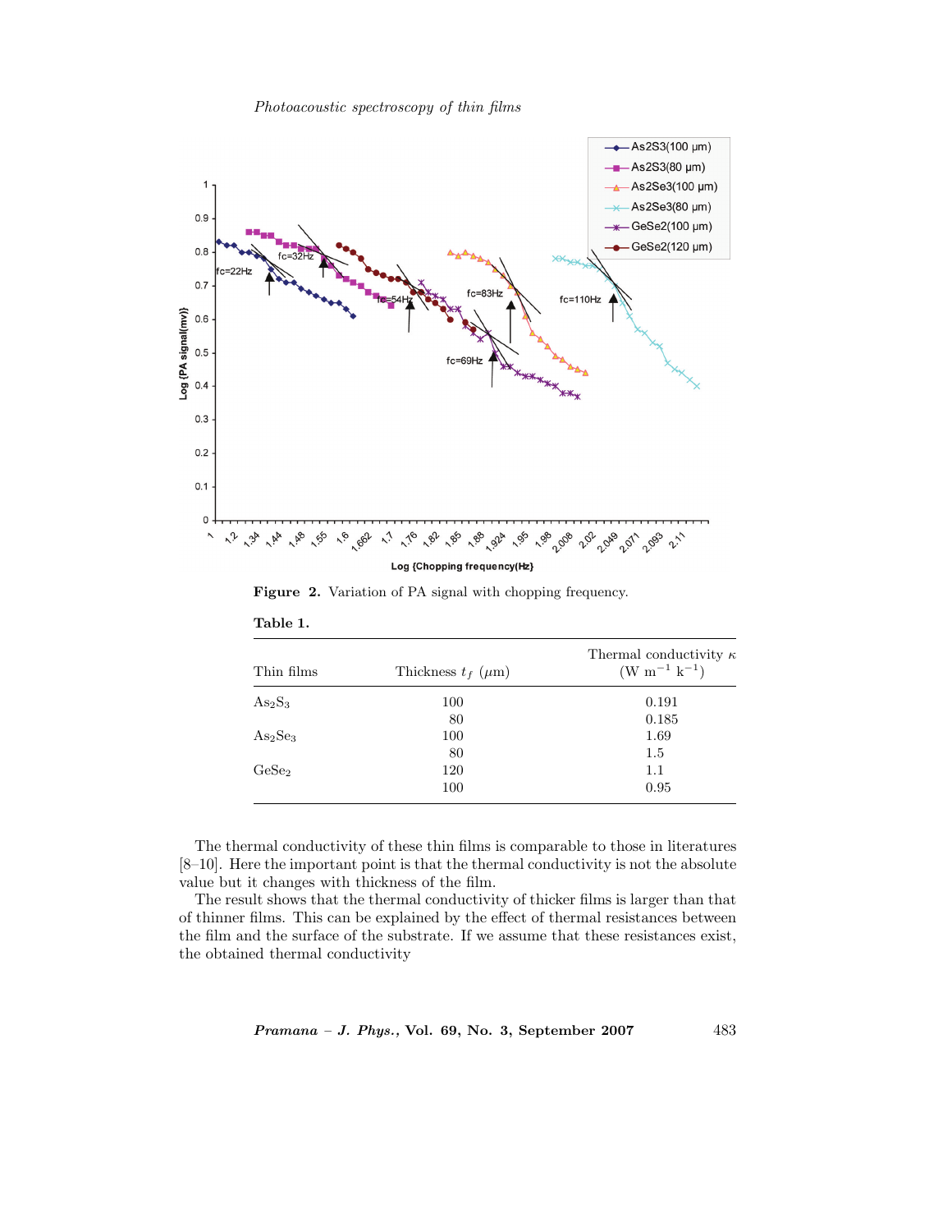**Figure 2.** Variation of PA signal with chopping frequency.

**Table 1.**

| Thin films | Thickness $t_f$ ($\mu$m) | Thermal conductivity $\kappa$ (W m$^{-1}$ k$^{-1}$) |
|---|---|---|
| $As_2S_3$ | 100 | 0.191 |
| | 80 | 0.185 |
| $As_2Se_3$ | 100 | 1.69 |
| | 80 | 1.5 |
| $GeSe_2$ | 120 | 1.1 |
| | 100 | 0.95 |

The thermal conductivity of these thin films is comparable to those in literatures [8–10]. Here the important point is that the thermal conductivity is not the absolute value but it changes with thickness of the film.

The result shows that the thermal conductivity of thicker films is larger than that of thinner films. This can be explained by the effect of thermal resistances between the film and the surface of the substrate. If we assume that these resistances exist, the obtained thermal conductivity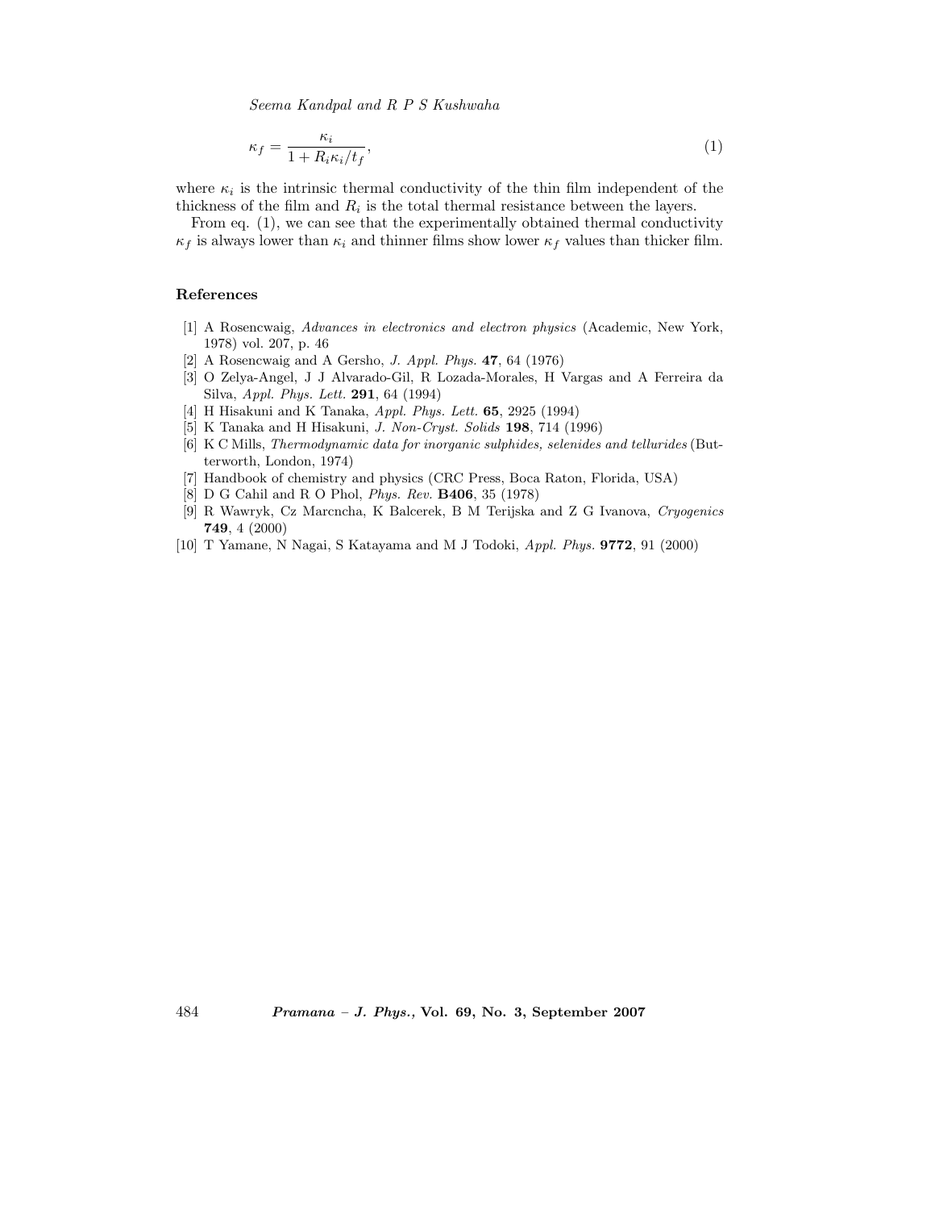$$\kappa_f = \frac{\kappa_i}{1 + R_i \kappa_i / t_f}, \tag{1}$$

where $\kappa_i$ is the intrinsic thermal conductivity of the thin film independent of the thickness of the film and $R_i$ is the total thermal resistance between the layers.

From eq. (1), we can see that the experimentally obtained thermal conductivity $\kappa_f$ is always lower than $\kappa_i$ and thinner films show lower $\kappa_f$ values than thicker film.

## References

[1] A Rosencwaig, *Advances in electronics and electron physics* (Academic, New York, 1978) vol. 207, p. 46

[2] A Rosencwaig and A Gersho, *J. Appl. Phys.* **47**, 64 (1976)

[3] O Zelya-Angel, J J Alvarado-Gil, R Lozada-Morales, H Vargas and A Ferreira da Silva, *Appl. Phys. Lett.* **291**, 64 (1994)

[4] H Hisakuni and K Tanaka, *Appl. Phys. Lett.* **65**, 2925 (1994)

[5] K Tanaka and H Hisakuni, *J. Non-Cryst. Solids* **198**, 714 (1996)

[6] K C Mills, *Thermodynamic data for inorganic sulphides, selenides and tellurides* (Butterworth, London, 1974)

[7] Handbook of chemistry and physics (CRC Press, Boca Raton, Florida, USA)

[8] D G Cahil and R O Phol, *Phys. Rev.* **B406**, 35 (1978)

[9] R Wawryk, Cz Marcncha, K Balcerek, B M Terijska and Z G Ivanova, *Cryogenics* **749**, 4 (2000)

[10] T Yamane, N Nagai, S Katayama and M J Todoki, *Appl. Phys.* **9772**, 91 (2000)